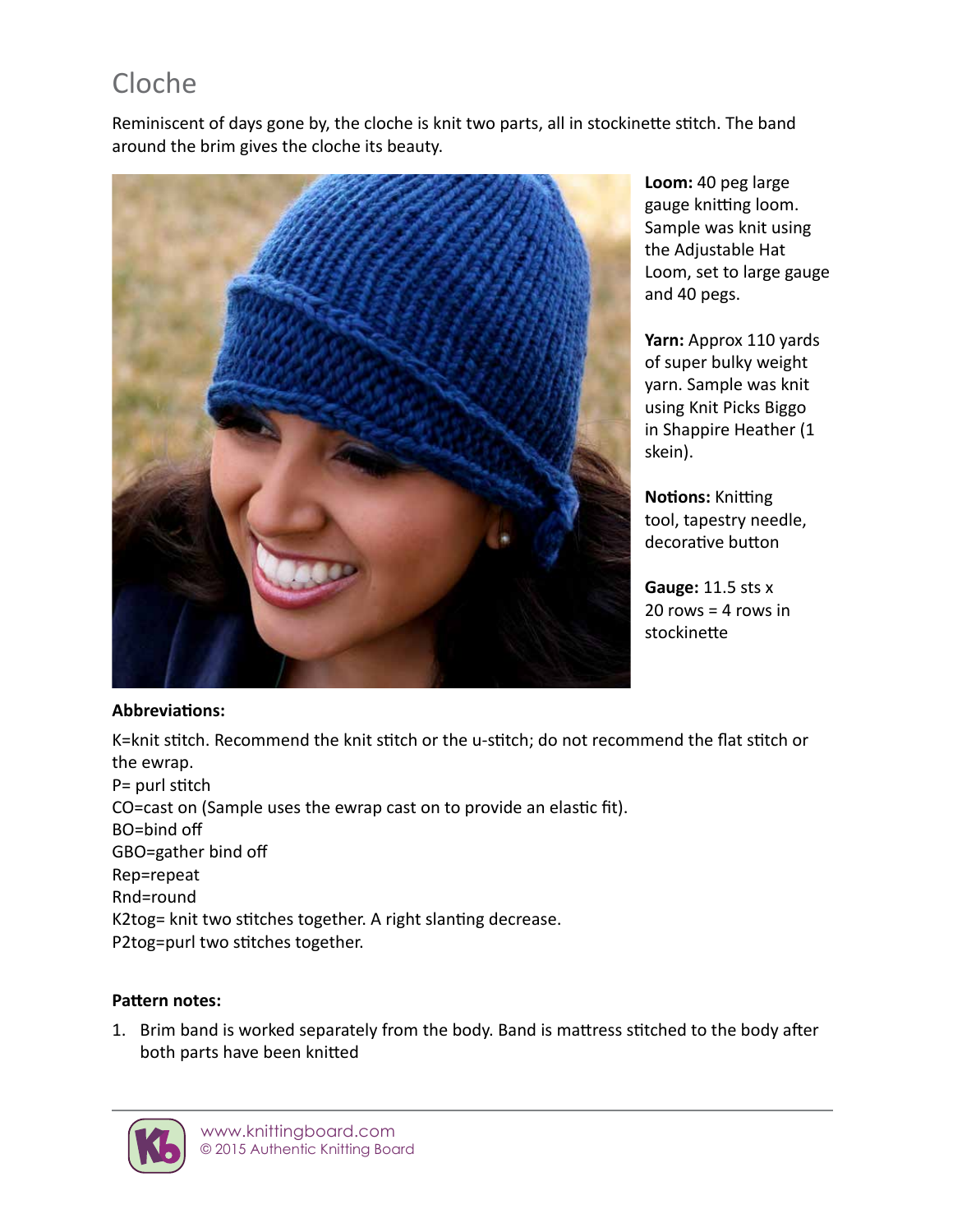# Cloche

Reminiscent of days gone by, the cloche is knit two parts, all in stockinette stitch. The band around the brim gives the cloche its beauty.

**Loom:** 40 peg large gauge knitting loom. Sample was knit using the Adjustable Hat Loom, set to large gauge and 40 pegs.

**Yarn:** Approx 110 yards of super bulky weight yarn. Sample was knit using Knit Picks Biggo in Shappire Heather (1 skein).

**Notions:** Knitting tool, tapestry needle, decorative button

**Gauge:** 11.5 sts x 20 rows = 4 rows in stockinette

**Abbreviations:**

K=knit stitch. Recommend the knit stitch or the u-stitch; do not recommend the flat stitch or the ewrap.
P= purl stitch
CO=cast on (Sample uses the ewrap cast on to provide an elastic fit).
BO=bind off
GBO=gather bind off
Rep=repeat
Rnd=round
K2tog= knit two stitches together. A right slanting decrease.
P2tog=purl two stitches together.

**Pattern notes:**

1. Brim band is worked separately from the body. Band is mattress stitched to the body after both parts have been knitted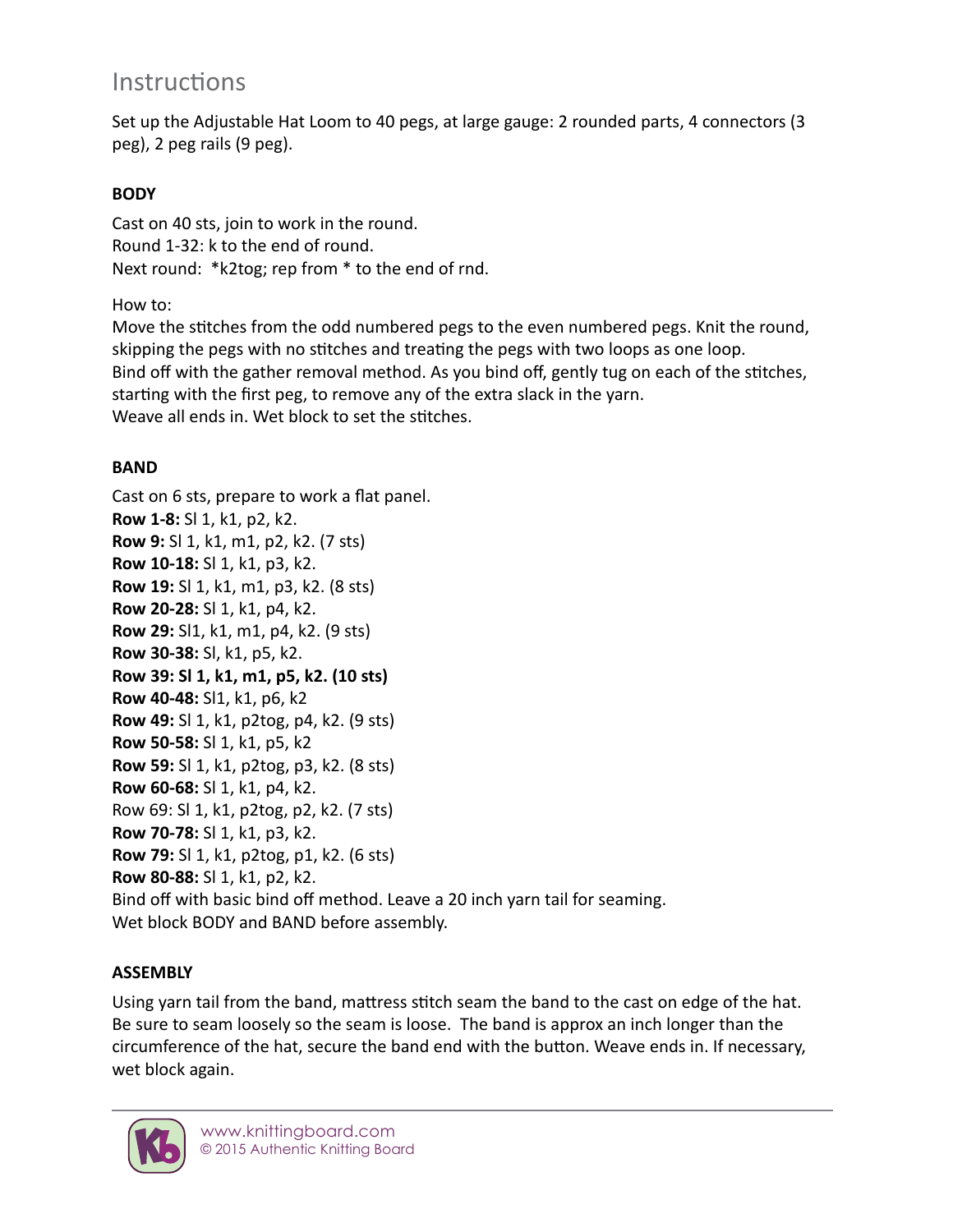## Instructions

Set up the Adjustable Hat Loom to 40 pegs, at large gauge: 2 rounded parts, 4 connectors (3 peg), 2 peg rails (9 peg).

**BODY**

Cast on 40 sts, join to work in the round.
Round 1-32: k to the end of round.
Next round: *k2tog; rep from * to the end of rnd.

How to:
Move the stitches from the odd numbered pegs to the even numbered pegs. Knit the round, skipping the pegs with no stitches and treating the pegs with two loops as one loop.
Bind off with the gather removal method. As you bind off, gently tug on each of the stitches, starting with the first peg, to remove any of the extra slack in the yarn.
Weave all ends in. Wet block to set the stitches.

**BAND**

Cast on 6 sts, prepare to work a flat panel.
**Row 1-8:** Sl 1, k1, p2, k2.
**Row 9:** Sl 1, k1, m1, p2, k2. (7 sts)
**Row 10-18:** Sl 1, k1, p3, k2.
**Row 19:** Sl 1, k1, m1, p3, k2. (8 sts)
**Row 20-28:** Sl 1, k1, p4, k2.
**Row 29:** Sl1, k1, m1, p4, k2. (9 sts)
**Row 30-38:** Sl, k1, p5, k2.
**Row 39: Sl 1, k1, m1, p5, k2. (10 sts)**
**Row 40-48:** Sl1, k1, p6, k2
**Row 49:** Sl 1, k1, p2tog, p4, k2. (9 sts)
**Row 50-58:** Sl 1, k1, p5, k2
**Row 59:** Sl 1, k1, p2tog, p3, k2. (8 sts)
**Row 60-68:** Sl 1, k1, p4, k2.
Row 69: Sl 1, k1, p2tog, p2, k2. (7 sts)
**Row 70-78:** Sl 1, k1, p3, k2.
**Row 79:** Sl 1, k1, p2tog, p1, k2. (6 sts)
**Row 80-88:** Sl 1, k1, p2, k2.
Bind off with basic bind off method. Leave a 20 inch yarn tail for seaming.
Wet block BODY and BAND before assembly.

**ASSEMBLY**

Using yarn tail from the band, mattress stitch seam the band to the cast on edge of the hat. Be sure to seam loosely so the seam is loose. The band is approx an inch longer than the circumference of the hat, secure the band end with the button. Weave ends in. If necessary, wet block again.